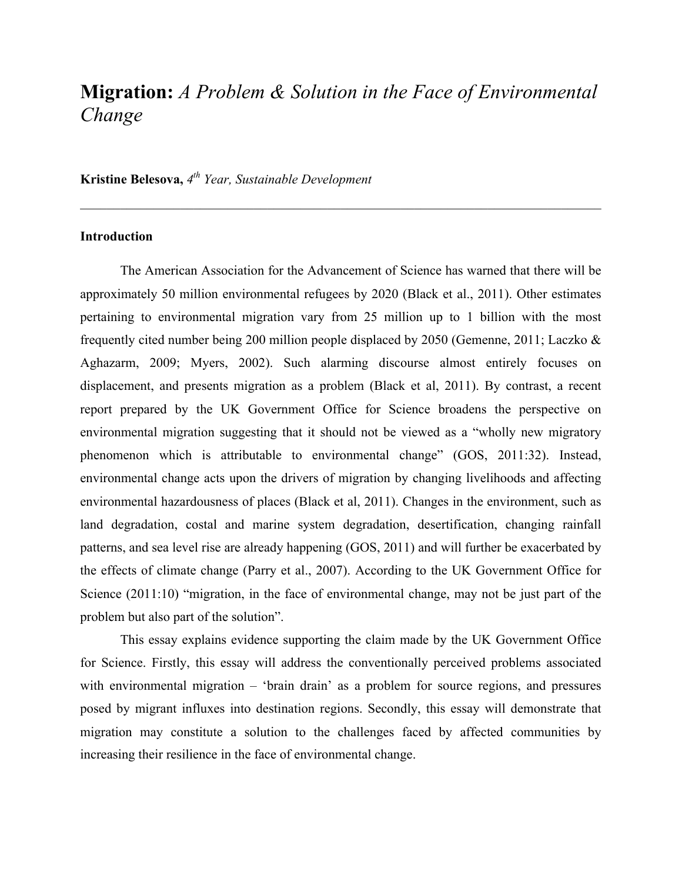# **Migration:** *A Problem & Solution in the Face of Environmental Change*

**Kristine Belesova,** *4th Year, Sustainable Development*

---

## Introduction

The American Association for the Advancement of Science has warned that there will be approximately 50 million environmental refugees by 2020 (Black et al., 2011). Other estimates pertaining to environmental migration vary from 25 million up to 1 billion with the most frequently cited number being 200 million people displaced by 2050 (Gemenne, 2011; Laczko & Aghazarm, 2009; Myers, 2002). Such alarming discourse almost entirely focuses on displacement, and presents migration as a problem (Black et al, 2011). By contrast, a recent report prepared by the UK Government Office for Science broadens the perspective on environmental migration suggesting that it should not be viewed as a "wholly new migratory phenomenon which is attributable to environmental change" (GOS, 2011:32). Instead, environmental change acts upon the drivers of migration by changing livelihoods and affecting environmental hazardousness of places (Black et al, 2011). Changes in the environment, such as land degradation, costal and marine system degradation, desertification, changing rainfall patterns, and sea level rise are already happening (GOS, 2011) and will further be exacerbated by the effects of climate change (Parry et al., 2007). According to the UK Government Office for Science (2011:10) "migration, in the face of environmental change, may not be just part of the problem but also part of the solution".

This essay explains evidence supporting the claim made by the UK Government Office for Science. Firstly, this essay will address the conventionally perceived problems associated with environmental migration – 'brain drain' as a problem for source regions, and pressures posed by migrant influxes into destination regions. Secondly, this essay will demonstrate that migration may constitute a solution to the challenges faced by affected communities by increasing their resilience in the face of environmental change.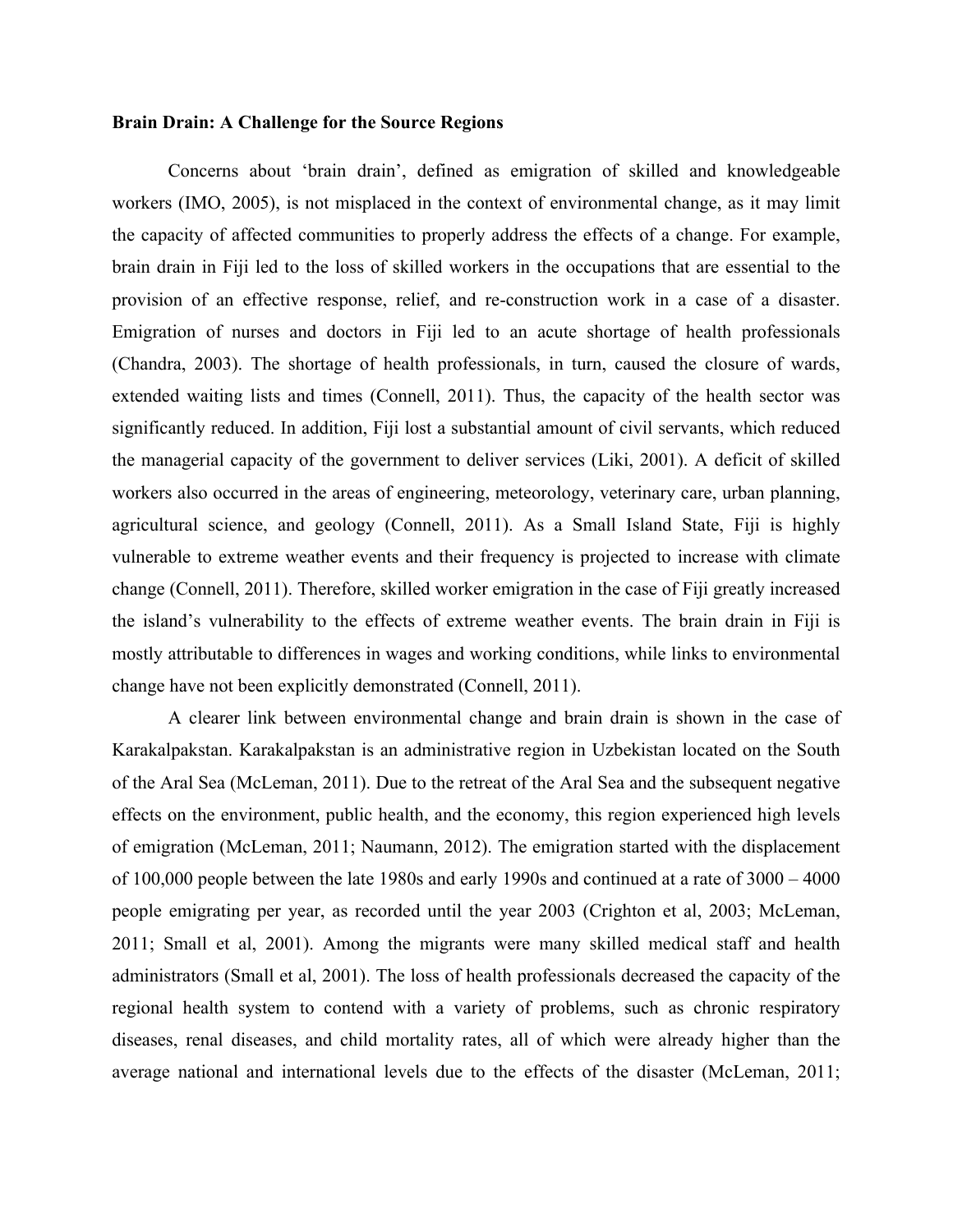**Brain Drain: A Challenge for the Source Regions**

Concerns about 'brain drain', defined as emigration of skilled and knowledgeable workers (IMO, 2005), is not misplaced in the context of environmental change, as it may limit the capacity of affected communities to properly address the effects of a change. For example, brain drain in Fiji led to the loss of skilled workers in the occupations that are essential to the provision of an effective response, relief, and re-construction work in a case of a disaster. Emigration of nurses and doctors in Fiji led to an acute shortage of health professionals (Chandra, 2003). The shortage of health professionals, in turn, caused the closure of wards, extended waiting lists and times (Connell, 2011). Thus, the capacity of the health sector was significantly reduced. In addition, Fiji lost a substantial amount of civil servants, which reduced the managerial capacity of the government to deliver services (Liki, 2001). A deficit of skilled workers also occurred in the areas of engineering, meteorology, veterinary care, urban planning, agricultural science, and geology (Connell, 2011). As a Small Island State, Fiji is highly vulnerable to extreme weather events and their frequency is projected to increase with climate change (Connell, 2011). Therefore, skilled worker emigration in the case of Fiji greatly increased the island's vulnerability to the effects of extreme weather events. The brain drain in Fiji is mostly attributable to differences in wages and working conditions, while links to environmental change have not been explicitly demonstrated (Connell, 2011).

A clearer link between environmental change and brain drain is shown in the case of Karakalpakstan. Karakalpakstan is an administrative region in Uzbekistan located on the South of the Aral Sea (McLeman, 2011). Due to the retreat of the Aral Sea and the subsequent negative effects on the environment, public health, and the economy, this region experienced high levels of emigration (McLeman, 2011; Naumann, 2012). The emigration started with the displacement of 100,000 people between the late 1980s and early 1990s and continued at a rate of 3000 – 4000 people emigrating per year, as recorded until the year 2003 (Crighton et al, 2003; McLeman, 2011; Small et al, 2001). Among the migrants were many skilled medical staff and health administrators (Small et al, 2001). The loss of health professionals decreased the capacity of the regional health system to contend with a variety of problems, such as chronic respiratory diseases, renal diseases, and child mortality rates, all of which were already higher than the average national and international levels due to the effects of the disaster (McLeman, 2011;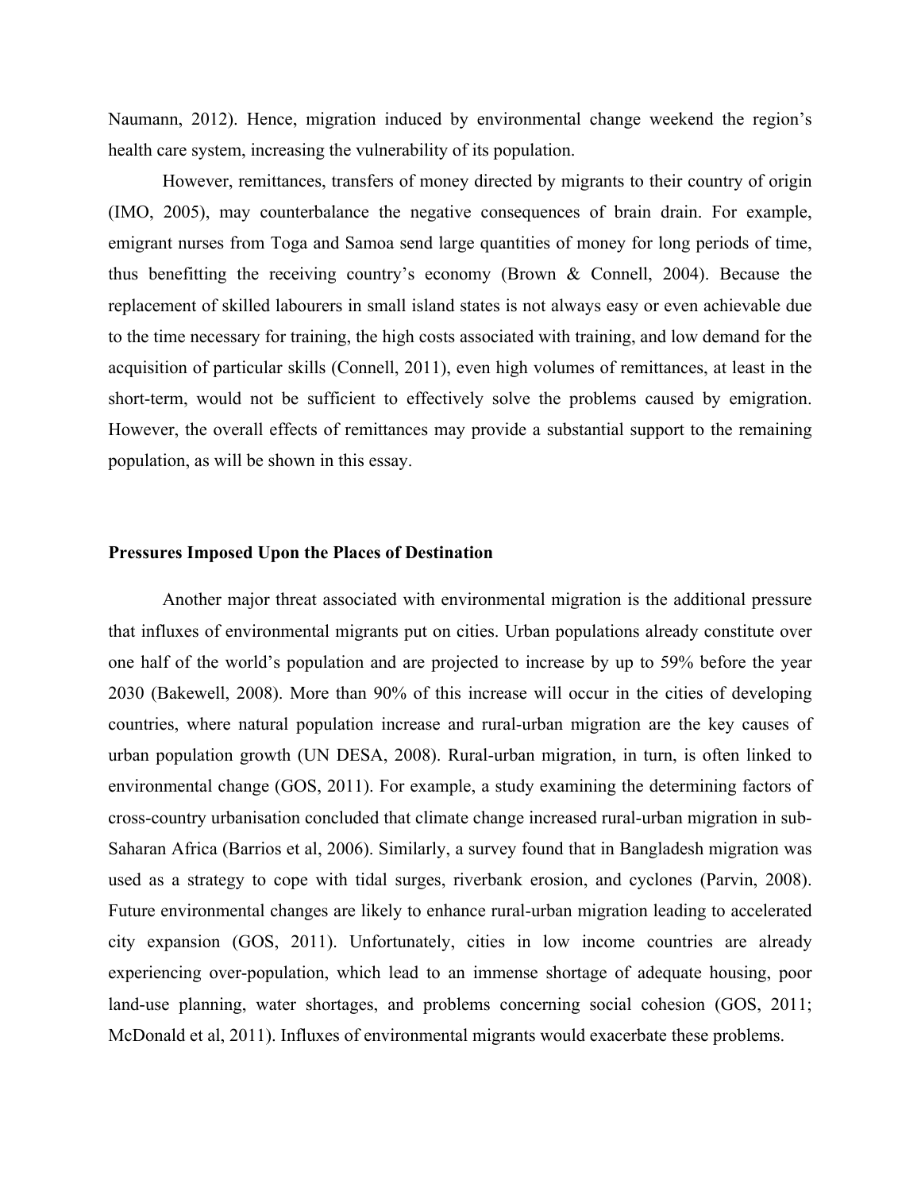Naumann, 2012). Hence, migration induced by environmental change weekend the region's health care system, increasing the vulnerability of its population.

However, remittances, transfers of money directed by migrants to their country of origin (IMO, 2005), may counterbalance the negative consequences of brain drain. For example, emigrant nurses from Toga and Samoa send large quantities of money for long periods of time, thus benefitting the receiving country's economy (Brown & Connell, 2004). Because the replacement of skilled labourers in small island states is not always easy or even achievable due to the time necessary for training, the high costs associated with training, and low demand for the acquisition of particular skills (Connell, 2011), even high volumes of remittances, at least in the short-term, would not be sufficient to effectively solve the problems caused by emigration. However, the overall effects of remittances may provide a substantial support to the remaining population, as will be shown in this essay.

**Pressures Imposed Upon the Places of Destination**

Another major threat associated with environmental migration is the additional pressure that influxes of environmental migrants put on cities. Urban populations already constitute over one half of the world's population and are projected to increase by up to 59% before the year 2030 (Bakewell, 2008). More than 90% of this increase will occur in the cities of developing countries, where natural population increase and rural-urban migration are the key causes of urban population growth (UN DESA, 2008). Rural-urban migration, in turn, is often linked to environmental change (GOS, 2011). For example, a study examining the determining factors of cross-country urbanisation concluded that climate change increased rural-urban migration in sub-Saharan Africa (Barrios et al, 2006). Similarly, a survey found that in Bangladesh migration was used as a strategy to cope with tidal surges, riverbank erosion, and cyclones (Parvin, 2008). Future environmental changes are likely to enhance rural-urban migration leading to accelerated city expansion (GOS, 2011). Unfortunately, cities in low income countries are already experiencing over-population, which lead to an immense shortage of adequate housing, poor land-use planning, water shortages, and problems concerning social cohesion (GOS, 2011; McDonald et al, 2011). Influxes of environmental migrants would exacerbate these problems.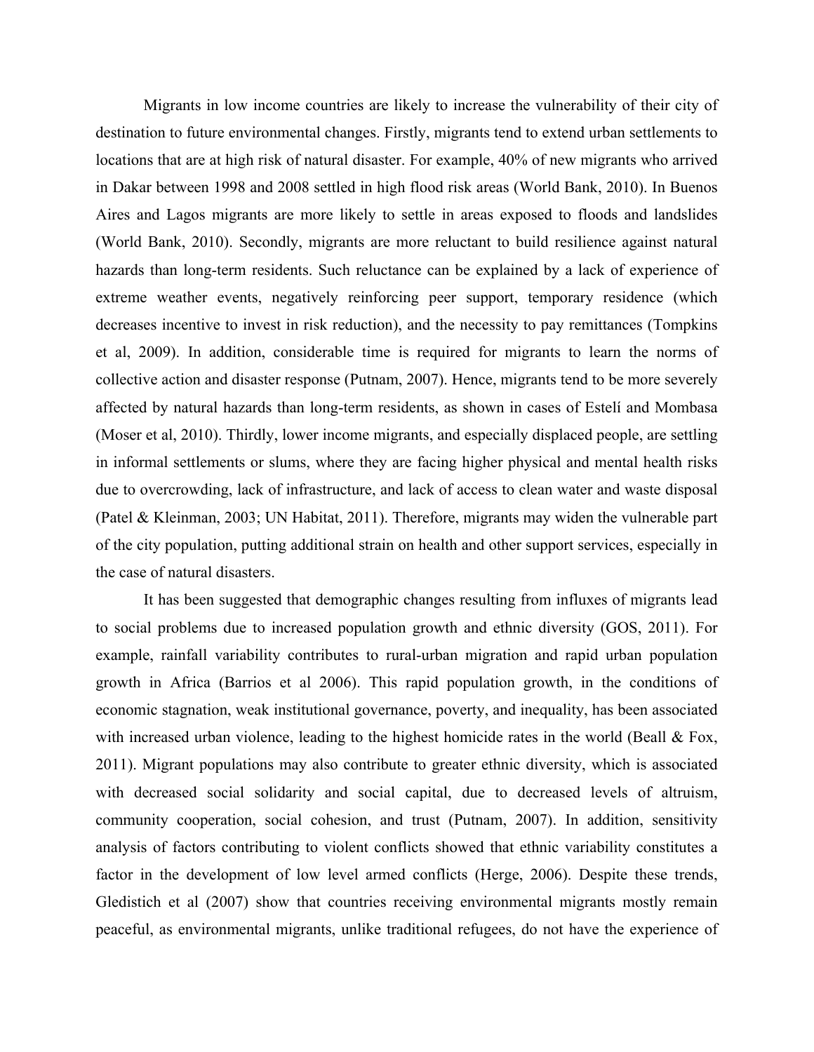Migrants in low income countries are likely to increase the vulnerability of their city of destination to future environmental changes. Firstly, migrants tend to extend urban settlements to locations that are at high risk of natural disaster. For example, 40% of new migrants who arrived in Dakar between 1998 and 2008 settled in high flood risk areas (World Bank, 2010). In Buenos Aires and Lagos migrants are more likely to settle in areas exposed to floods and landslides (World Bank, 2010). Secondly, migrants are more reluctant to build resilience against natural hazards than long-term residents. Such reluctance can be explained by a lack of experience of extreme weather events, negatively reinforcing peer support, temporary residence (which decreases incentive to invest in risk reduction), and the necessity to pay remittances (Tompkins et al, 2009). In addition, considerable time is required for migrants to learn the norms of collective action and disaster response (Putnam, 2007). Hence, migrants tend to be more severely affected by natural hazards than long-term residents, as shown in cases of Estelí and Mombasa (Moser et al, 2010). Thirdly, lower income migrants, and especially displaced people, are settling in informal settlements or slums, where they are facing higher physical and mental health risks due to overcrowding, lack of infrastructure, and lack of access to clean water and waste disposal (Patel & Kleinman, 2003; UN Habitat, 2011). Therefore, migrants may widen the vulnerable part of the city population, putting additional strain on health and other support services, especially in the case of natural disasters.

It has been suggested that demographic changes resulting from influxes of migrants lead to social problems due to increased population growth and ethnic diversity (GOS, 2011). For example, rainfall variability contributes to rural-urban migration and rapid urban population growth in Africa (Barrios et al 2006). This rapid population growth, in the conditions of economic stagnation, weak institutional governance, poverty, and inequality, has been associated with increased urban violence, leading to the highest homicide rates in the world (Beall & Fox, 2011). Migrant populations may also contribute to greater ethnic diversity, which is associated with decreased social solidarity and social capital, due to decreased levels of altruism, community cooperation, social cohesion, and trust (Putnam, 2007). In addition, sensitivity analysis of factors contributing to violent conflicts showed that ethnic variability constitutes a factor in the development of low level armed conflicts (Herge, 2006). Despite these trends, Gledistich et al (2007) show that countries receiving environmental migrants mostly remain peaceful, as environmental migrants, unlike traditional refugees, do not have the experience of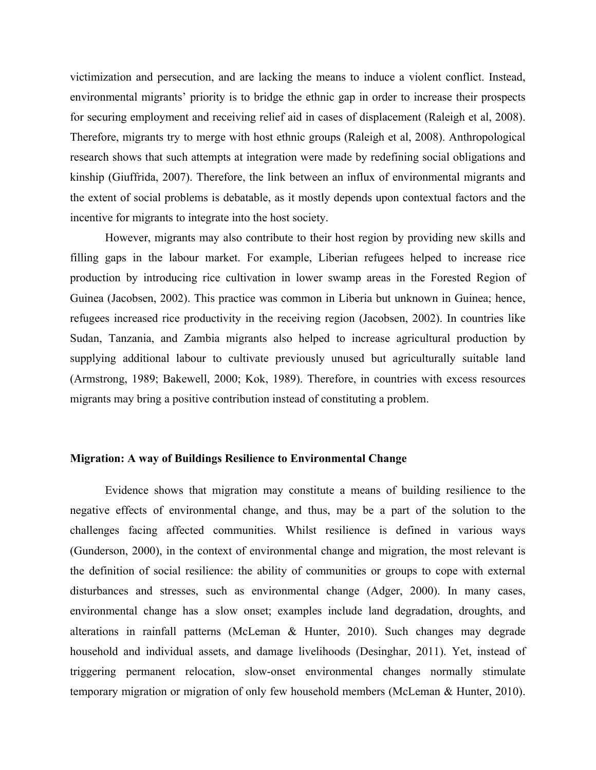victimization and persecution, and are lacking the means to induce a violent conflict. Instead, environmental migrants' priority is to bridge the ethnic gap in order to increase their prospects for securing employment and receiving relief aid in cases of displacement (Raleigh et al, 2008). Therefore, migrants try to merge with host ethnic groups (Raleigh et al, 2008). Anthropological research shows that such attempts at integration were made by redefining social obligations and kinship (Giuffrida, 2007). Therefore, the link between an influx of environmental migrants and the extent of social problems is debatable, as it mostly depends upon contextual factors and the incentive for migrants to integrate into the host society.

However, migrants may also contribute to their host region by providing new skills and filling gaps in the labour market. For example, Liberian refugees helped to increase rice production by introducing rice cultivation in lower swamp areas in the Forested Region of Guinea (Jacobsen, 2002). This practice was common in Liberia but unknown in Guinea; hence, refugees increased rice productivity in the receiving region (Jacobsen, 2002). In countries like Sudan, Tanzania, and Zambia migrants also helped to increase agricultural production by supplying additional labour to cultivate previously unused but agriculturally suitable land (Armstrong, 1989; Bakewell, 2000; Kok, 1989). Therefore, in countries with excess resources migrants may bring a positive contribution instead of constituting a problem.

**Migration: A way of Buildings Resilience to Environmental Change**

Evidence shows that migration may constitute a means of building resilience to the negative effects of environmental change, and thus, may be a part of the solution to the challenges facing affected communities. Whilst resilience is defined in various ways (Gunderson, 2000), in the context of environmental change and migration, the most relevant is the definition of social resilience: the ability of communities or groups to cope with external disturbances and stresses, such as environmental change (Adger, 2000). In many cases, environmental change has a slow onset; examples include land degradation, droughts, and alterations in rainfall patterns (McLeman & Hunter, 2010). Such changes may degrade household and individual assets, and damage livelihoods (Desinghar, 2011). Yet, instead of triggering permanent relocation, slow-onset environmental changes normally stimulate temporary migration or migration of only few household members (McLeman & Hunter, 2010).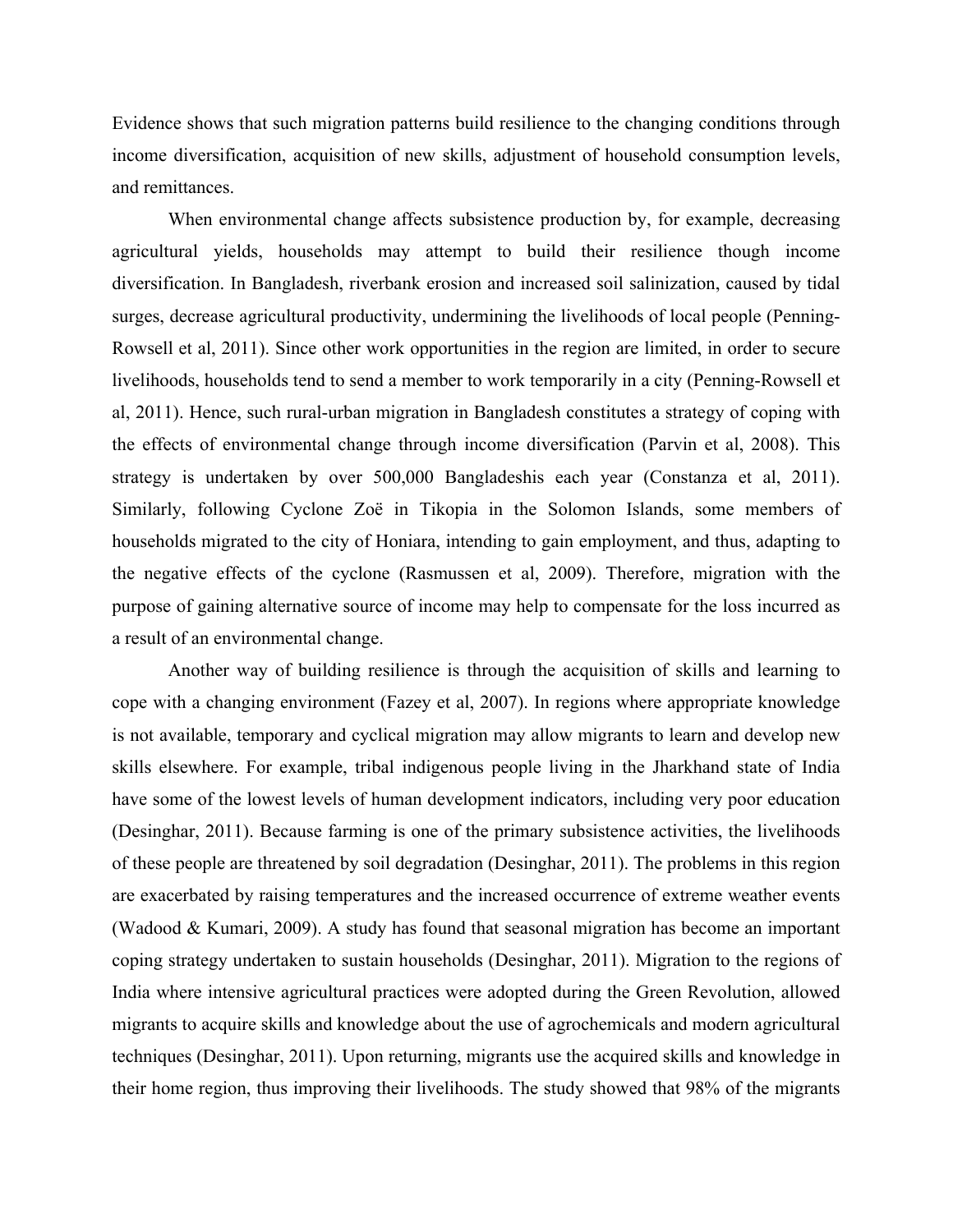Evidence shows that such migration patterns build resilience to the changing conditions through income diversification, acquisition of new skills, adjustment of household consumption levels, and remittances.

When environmental change affects subsistence production by, for example, decreasing agricultural yields, households may attempt to build their resilience though income diversification. In Bangladesh, riverbank erosion and increased soil salinization, caused by tidal surges, decrease agricultural productivity, undermining the livelihoods of local people (Penning-Rowsell et al, 2011). Since other work opportunities in the region are limited, in order to secure livelihoods, households tend to send a member to work temporarily in a city (Penning-Rowsell et al, 2011). Hence, such rural-urban migration in Bangladesh constitutes a strategy of coping with the effects of environmental change through income diversification (Parvin et al, 2008). This strategy is undertaken by over 500,000 Bangladeshis each year (Constanza et al, 2011). Similarly, following Cyclone Zoë in Tikopia in the Solomon Islands, some members of households migrated to the city of Honiara, intending to gain employment, and thus, adapting to the negative effects of the cyclone (Rasmussen et al, 2009). Therefore, migration with the purpose of gaining alternative source of income may help to compensate for the loss incurred as a result of an environmental change.

Another way of building resilience is through the acquisition of skills and learning to cope with a changing environment (Fazey et al, 2007). In regions where appropriate knowledge is not available, temporary and cyclical migration may allow migrants to learn and develop new skills elsewhere. For example, tribal indigenous people living in the Jharkhand state of India have some of the lowest levels of human development indicators, including very poor education (Desinghar, 2011). Because farming is one of the primary subsistence activities, the livelihoods of these people are threatened by soil degradation (Desinghar, 2011). The problems in this region are exacerbated by raising temperatures and the increased occurrence of extreme weather events (Wadood & Kumari, 2009). A study has found that seasonal migration has become an important coping strategy undertaken to sustain households (Desinghar, 2011). Migration to the regions of India where intensive agricultural practices were adopted during the Green Revolution, allowed migrants to acquire skills and knowledge about the use of agrochemicals and modern agricultural techniques (Desinghar, 2011). Upon returning, migrants use the acquired skills and knowledge in their home region, thus improving their livelihoods. The study showed that 98% of the migrants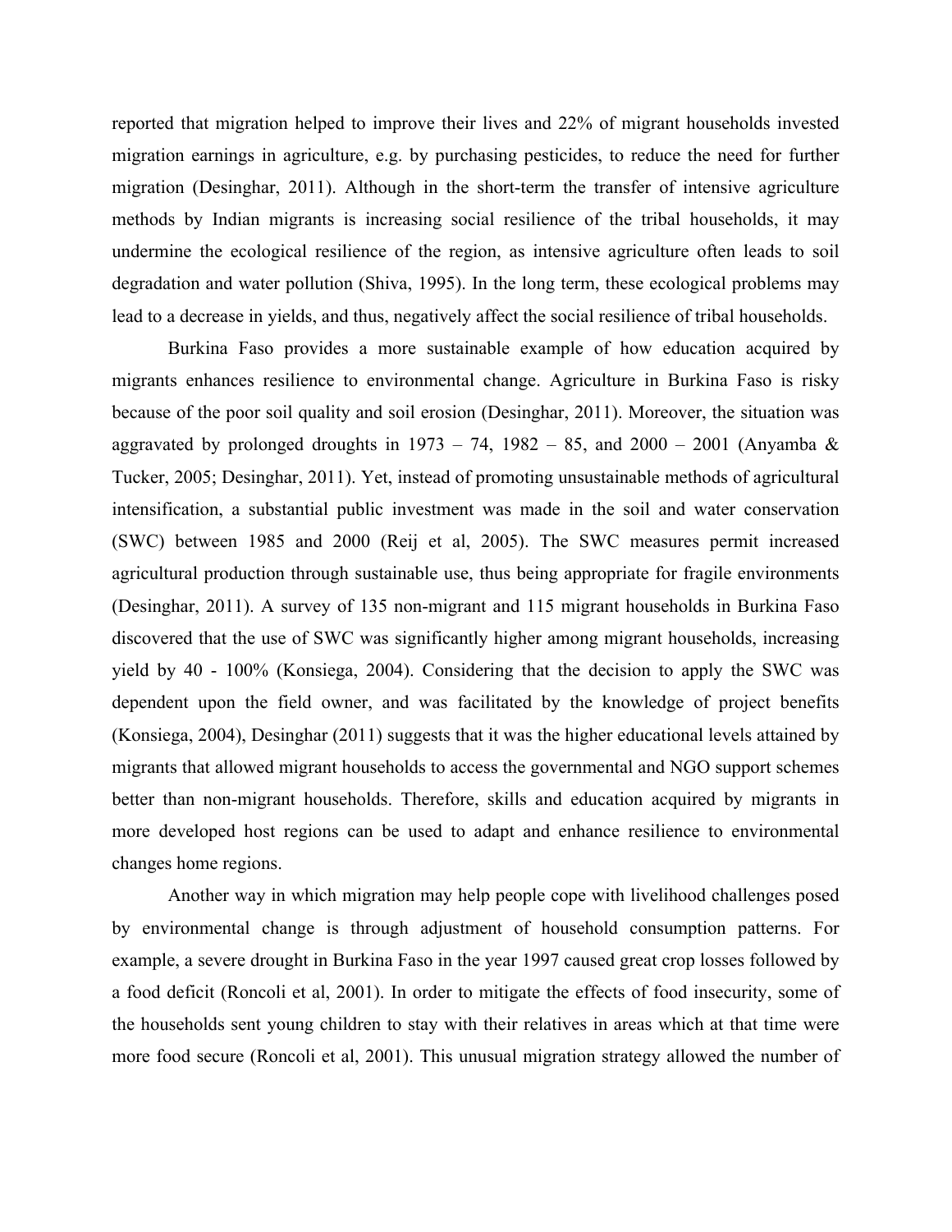reported that migration helped to improve their lives and 22% of migrant households invested migration earnings in agriculture, e.g. by purchasing pesticides, to reduce the need for further migration (Desinghar, 2011). Although in the short-term the transfer of intensive agriculture methods by Indian migrants is increasing social resilience of the tribal households, it may undermine the ecological resilience of the region, as intensive agriculture often leads to soil degradation and water pollution (Shiva, 1995). In the long term, these ecological problems may lead to a decrease in yields, and thus, negatively affect the social resilience of tribal households.

Burkina Faso provides a more sustainable example of how education acquired by migrants enhances resilience to environmental change. Agriculture in Burkina Faso is risky because of the poor soil quality and soil erosion (Desinghar, 2011). Moreover, the situation was aggravated by prolonged droughts in 1973 – 74, 1982 – 85, and 2000 – 2001 (Anyamba & Tucker, 2005; Desinghar, 2011). Yet, instead of promoting unsustainable methods of agricultural intensification, a substantial public investment was made in the soil and water conservation (SWC) between 1985 and 2000 (Reij et al, 2005). The SWC measures permit increased agricultural production through sustainable use, thus being appropriate for fragile environments (Desinghar, 2011). A survey of 135 non-migrant and 115 migrant households in Burkina Faso discovered that the use of SWC was significantly higher among migrant households, increasing yield by 40 - 100% (Konsiega, 2004). Considering that the decision to apply the SWC was dependent upon the field owner, and was facilitated by the knowledge of project benefits (Konsiega, 2004), Desinghar (2011) suggests that it was the higher educational levels attained by migrants that allowed migrant households to access the governmental and NGO support schemes better than non-migrant households. Therefore, skills and education acquired by migrants in more developed host regions can be used to adapt and enhance resilience to environmental changes home regions.

Another way in which migration may help people cope with livelihood challenges posed by environmental change is through adjustment of household consumption patterns. For example, a severe drought in Burkina Faso in the year 1997 caused great crop losses followed by a food deficit (Roncoli et al, 2001). In order to mitigate the effects of food insecurity, some of the households sent young children to stay with their relatives in areas which at that time were more food secure (Roncoli et al, 2001). This unusual migration strategy allowed the number of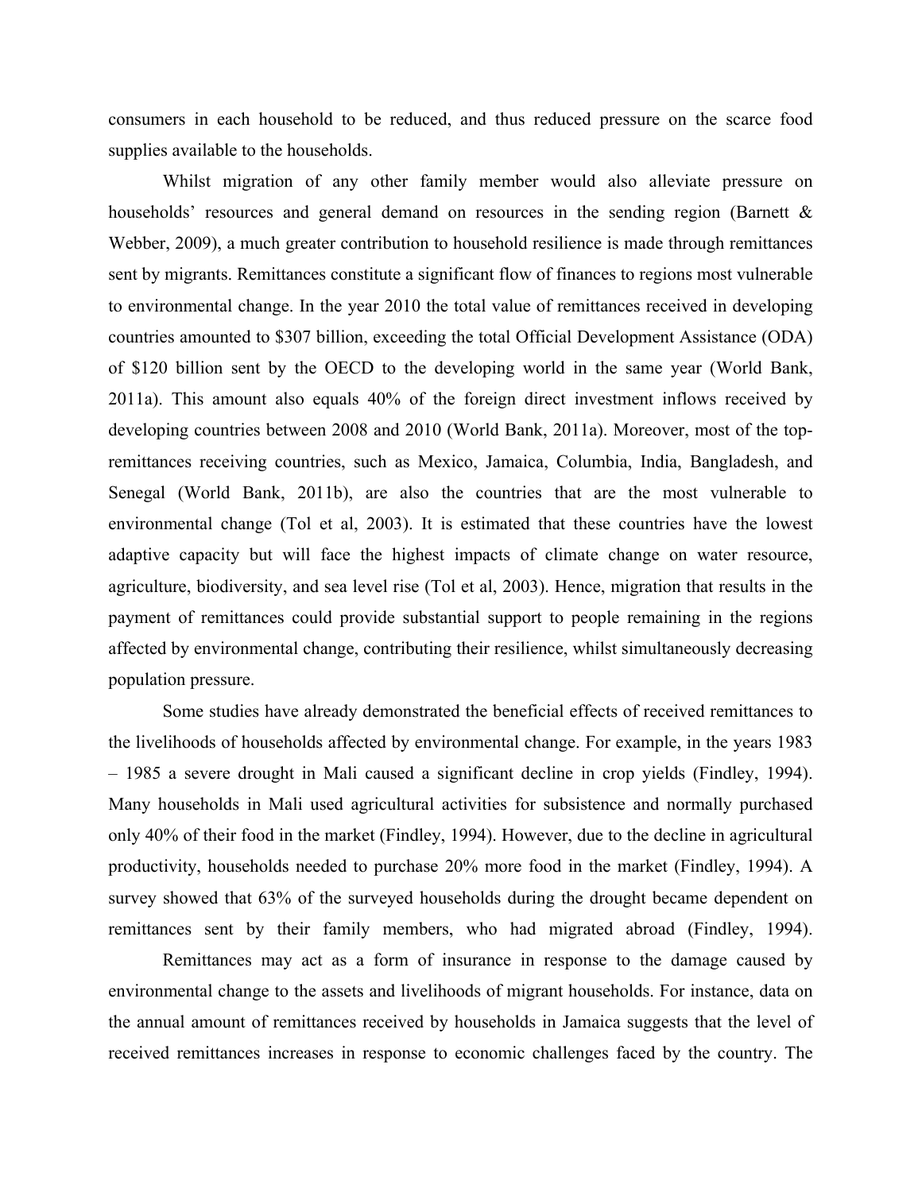consumers in each household to be reduced, and thus reduced pressure on the scarce food supplies available to the households.

Whilst migration of any other family member would also alleviate pressure on households' resources and general demand on resources in the sending region (Barnett & Webber, 2009), a much greater contribution to household resilience is made through remittances sent by migrants. Remittances constitute a significant flow of finances to regions most vulnerable to environmental change. In the year 2010 the total value of remittances received in developing countries amounted to $307 billion, exceeding the total Official Development Assistance (ODA) of $120 billion sent by the OECD to the developing world in the same year (World Bank, 2011a). This amount also equals 40% of the foreign direct investment inflows received by developing countries between 2008 and 2010 (World Bank, 2011a). Moreover, most of the top-remittances receiving countries, such as Mexico, Jamaica, Columbia, India, Bangladesh, and Senegal (World Bank, 2011b), are also the countries that are the most vulnerable to environmental change (Tol et al, 2003). It is estimated that these countries have the lowest adaptive capacity but will face the highest impacts of climate change on water resource, agriculture, biodiversity, and sea level rise (Tol et al, 2003). Hence, migration that results in the payment of remittances could provide substantial support to people remaining in the regions affected by environmental change, contributing their resilience, whilst simultaneously decreasing population pressure.

Some studies have already demonstrated the beneficial effects of received remittances to the livelihoods of households affected by environmental change. For example, in the years 1983 – 1985 a severe drought in Mali caused a significant decline in crop yields (Findley, 1994). Many households in Mali used agricultural activities for subsistence and normally purchased only 40% of their food in the market (Findley, 1994). However, due to the decline in agricultural productivity, households needed to purchase 20% more food in the market (Findley, 1994). A survey showed that 63% of the surveyed households during the drought became dependent on remittances sent by their family members, who had migrated abroad (Findley, 1994).

Remittances may act as a form of insurance in response to the damage caused by environmental change to the assets and livelihoods of migrant households. For instance, data on the annual amount of remittances received by households in Jamaica suggests that the level of received remittances increases in response to economic challenges faced by the country. The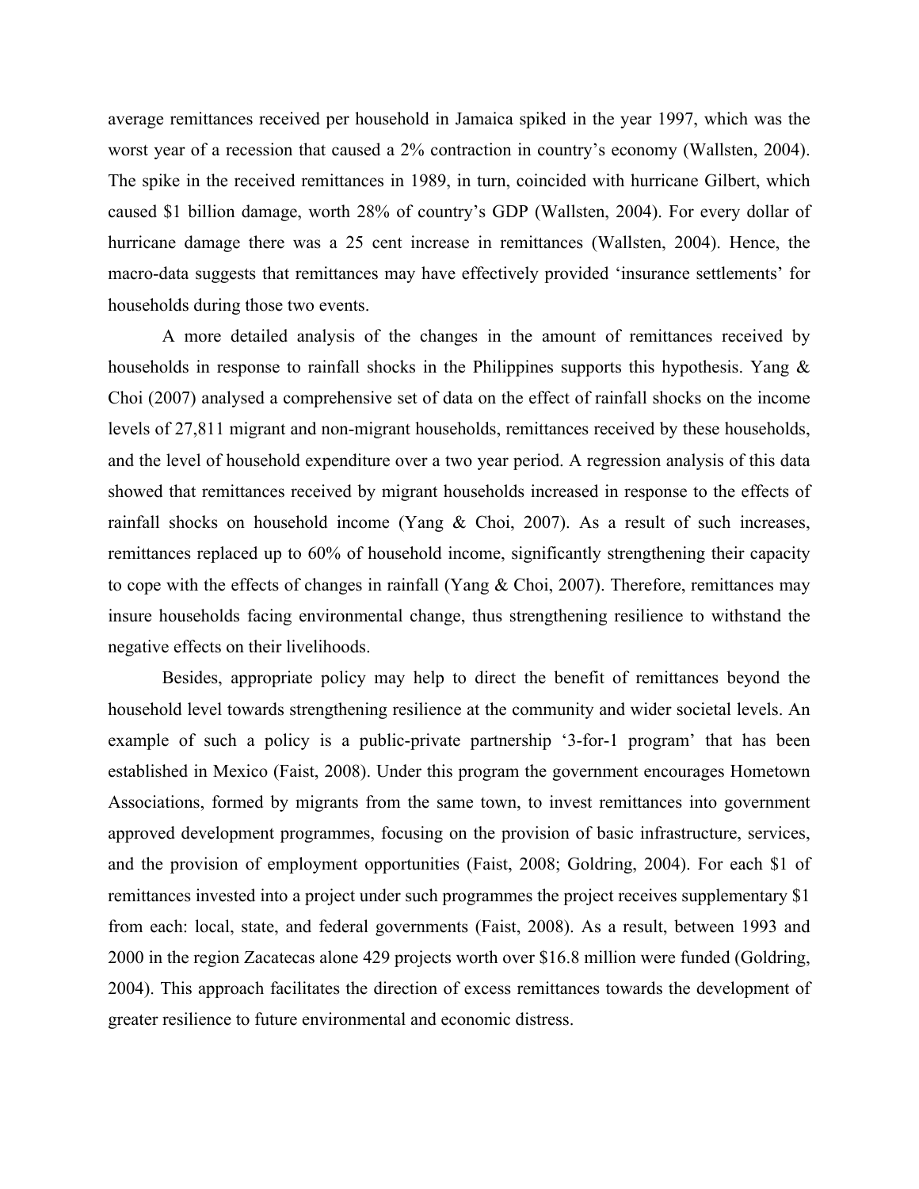average remittances received per household in Jamaica spiked in the year 1997, which was the worst year of a recession that caused a 2% contraction in country's economy (Wallsten, 2004). The spike in the received remittances in 1989, in turn, coincided with hurricane Gilbert, which caused $1 billion damage, worth 28% of country's GDP (Wallsten, 2004). For every dollar of hurricane damage there was a 25 cent increase in remittances (Wallsten, 2004). Hence, the macro-data suggests that remittances may have effectively provided 'insurance settlements' for households during those two events.

A more detailed analysis of the changes in the amount of remittances received by households in response to rainfall shocks in the Philippines supports this hypothesis. Yang & Choi (2007) analysed a comprehensive set of data on the effect of rainfall shocks on the income levels of 27,811 migrant and non-migrant households, remittances received by these households, and the level of household expenditure over a two year period. A regression analysis of this data showed that remittances received by migrant households increased in response to the effects of rainfall shocks on household income (Yang & Choi, 2007). As a result of such increases, remittances replaced up to 60% of household income, significantly strengthening their capacity to cope with the effects of changes in rainfall (Yang & Choi, 2007). Therefore, remittances may insure households facing environmental change, thus strengthening resilience to withstand the negative effects on their livelihoods.

Besides, appropriate policy may help to direct the benefit of remittances beyond the household level towards strengthening resilience at the community and wider societal levels. An example of such a policy is a public-private partnership '3-for-1 program' that has been established in Mexico (Faist, 2008). Under this program the government encourages Hometown Associations, formed by migrants from the same town, to invest remittances into government approved development programmes, focusing on the provision of basic infrastructure, services, and the provision of employment opportunities (Faist, 2008; Goldring, 2004). For each $1 of remittances invested into a project under such programmes the project receives supplementary $1 from each: local, state, and federal governments (Faist, 2008). As a result, between 1993 and 2000 in the region Zacatecas alone 429 projects worth over $16.8 million were funded (Goldring, 2004). This approach facilitates the direction of excess remittances towards the development of greater resilience to future environmental and economic distress.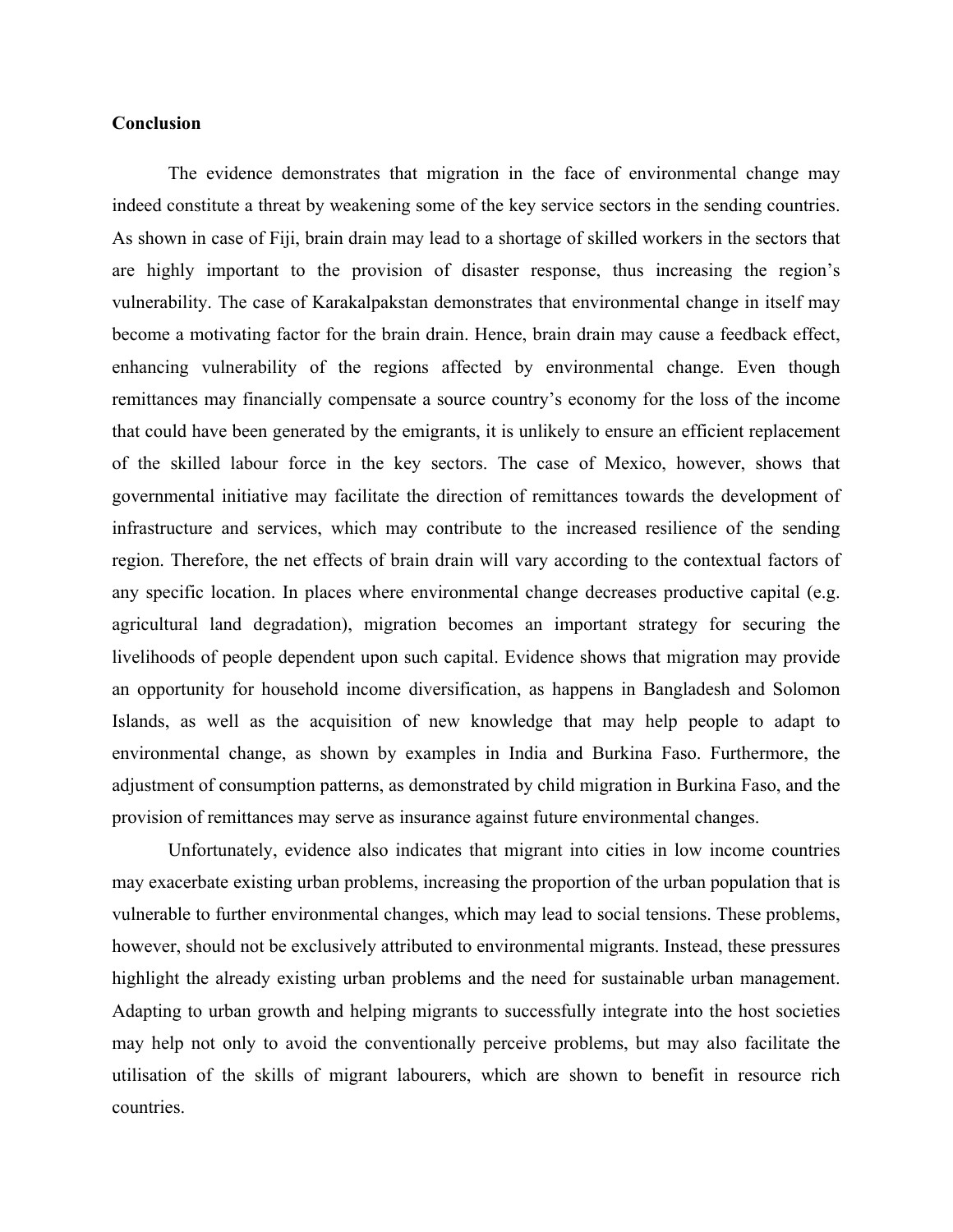**Conclusion**

The evidence demonstrates that migration in the face of environmental change may indeed constitute a threat by weakening some of the key service sectors in the sending countries. As shown in case of Fiji, brain drain may lead to a shortage of skilled workers in the sectors that are highly important to the provision of disaster response, thus increasing the region's vulnerability. The case of Karakalpakstan demonstrates that environmental change in itself may become a motivating factor for the brain drain. Hence, brain drain may cause a feedback effect, enhancing vulnerability of the regions affected by environmental change. Even though remittances may financially compensate a source country's economy for the loss of the income that could have been generated by the emigrants, it is unlikely to ensure an efficient replacement of the skilled labour force in the key sectors. The case of Mexico, however, shows that governmental initiative may facilitate the direction of remittances towards the development of infrastructure and services, which may contribute to the increased resilience of the sending region. Therefore, the net effects of brain drain will vary according to the contextual factors of any specific location. In places where environmental change decreases productive capital (e.g. agricultural land degradation), migration becomes an important strategy for securing the livelihoods of people dependent upon such capital. Evidence shows that migration may provide an opportunity for household income diversification, as happens in Bangladesh and Solomon Islands, as well as the acquisition of new knowledge that may help people to adapt to environmental change, as shown by examples in India and Burkina Faso. Furthermore, the adjustment of consumption patterns, as demonstrated by child migration in Burkina Faso, and the provision of remittances may serve as insurance against future environmental changes.

Unfortunately, evidence also indicates that migrant into cities in low income countries may exacerbate existing urban problems, increasing the proportion of the urban population that is vulnerable to further environmental changes, which may lead to social tensions. These problems, however, should not be exclusively attributed to environmental migrants. Instead, these pressures highlight the already existing urban problems and the need for sustainable urban management. Adapting to urban growth and helping migrants to successfully integrate into the host societies may help not only to avoid the conventionally perceive problems, but may also facilitate the utilisation of the skills of migrant labourers, which are shown to benefit in resource rich countries.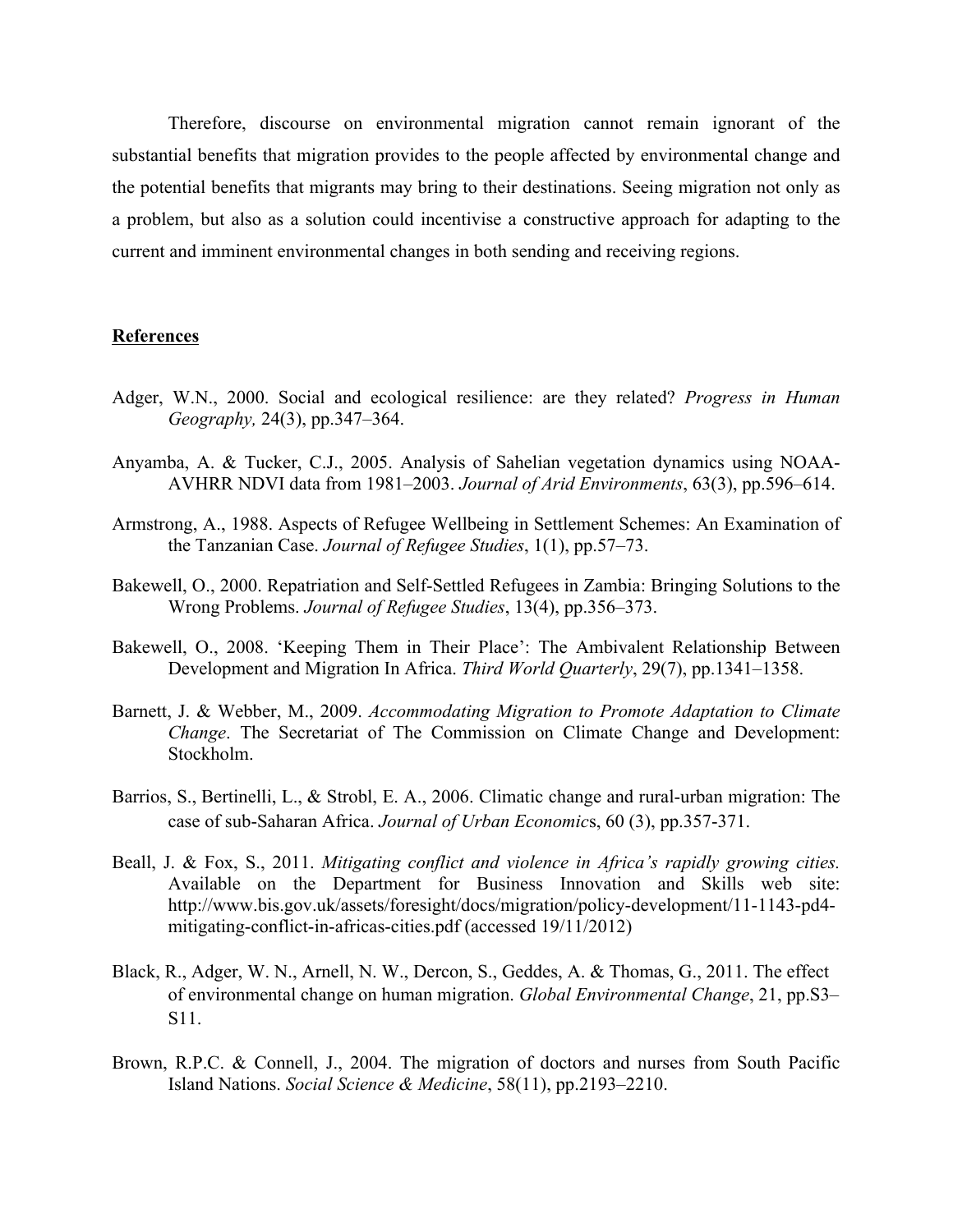Therefore, discourse on environmental migration cannot remain ignorant of the substantial benefits that migration provides to the people affected by environmental change and the potential benefits that migrants may bring to their destinations. Seeing migration not only as a problem, but also as a solution could incentivise a constructive approach for adapting to the current and imminent environmental changes in both sending and receiving regions.

## References

Adger, W.N., 2000. Social and ecological resilience: are they related? *Progress in Human Geography,* 24(3), pp.347–364.

Anyamba, A. & Tucker, C.J., 2005. Analysis of Sahelian vegetation dynamics using NOAA-AVHRR NDVI data from 1981–2003. *Journal of Arid Environments*, 63(3), pp.596–614.

Armstrong, A., 1988. Aspects of Refugee Wellbeing in Settlement Schemes: An Examination of the Tanzanian Case. *Journal of Refugee Studies*, 1(1), pp.57–73.

Bakewell, O., 2000. Repatriation and Self-Settled Refugees in Zambia: Bringing Solutions to the Wrong Problems. *Journal of Refugee Studies*, 13(4), pp.356–373.

Bakewell, O., 2008. 'Keeping Them in Their Place': The Ambivalent Relationship Between Development and Migration In Africa. *Third World Quarterly*, 29(7), pp.1341–1358.

Barnett, J. & Webber, M., 2009. *Accommodating Migration to Promote Adaptation to Climate Change*. The Secretariat of The Commission on Climate Change and Development: Stockholm.

Barrios, S., Bertinelli, L., & Strobl, E. A., 2006. Climatic change and rural-urban migration: The case of sub-Saharan Africa. *Journal of Urban Economics*, 60 (3), pp.357-371.

Beall, J. & Fox, S., 2011. *Mitigating conflict and violence in Africa's rapidly growing cities.* Available on the Department for Business Innovation and Skills web site: http://www.bis.gov.uk/assets/foresight/docs/migration/policy-development/11-1143-pd4-mitigating-conflict-in-africas-cities.pdf (accessed 19/11/2012)

Black, R., Adger, W. N., Arnell, N. W., Dercon, S., Geddes, A. & Thomas, G., 2011. The effect of environmental change on human migration. *Global Environmental Change*, 21, pp.S3–S11.

Brown, R.P.C. & Connell, J., 2004. The migration of doctors and nurses from South Pacific Island Nations. *Social Science & Medicine*, 58(11), pp.2193–2210.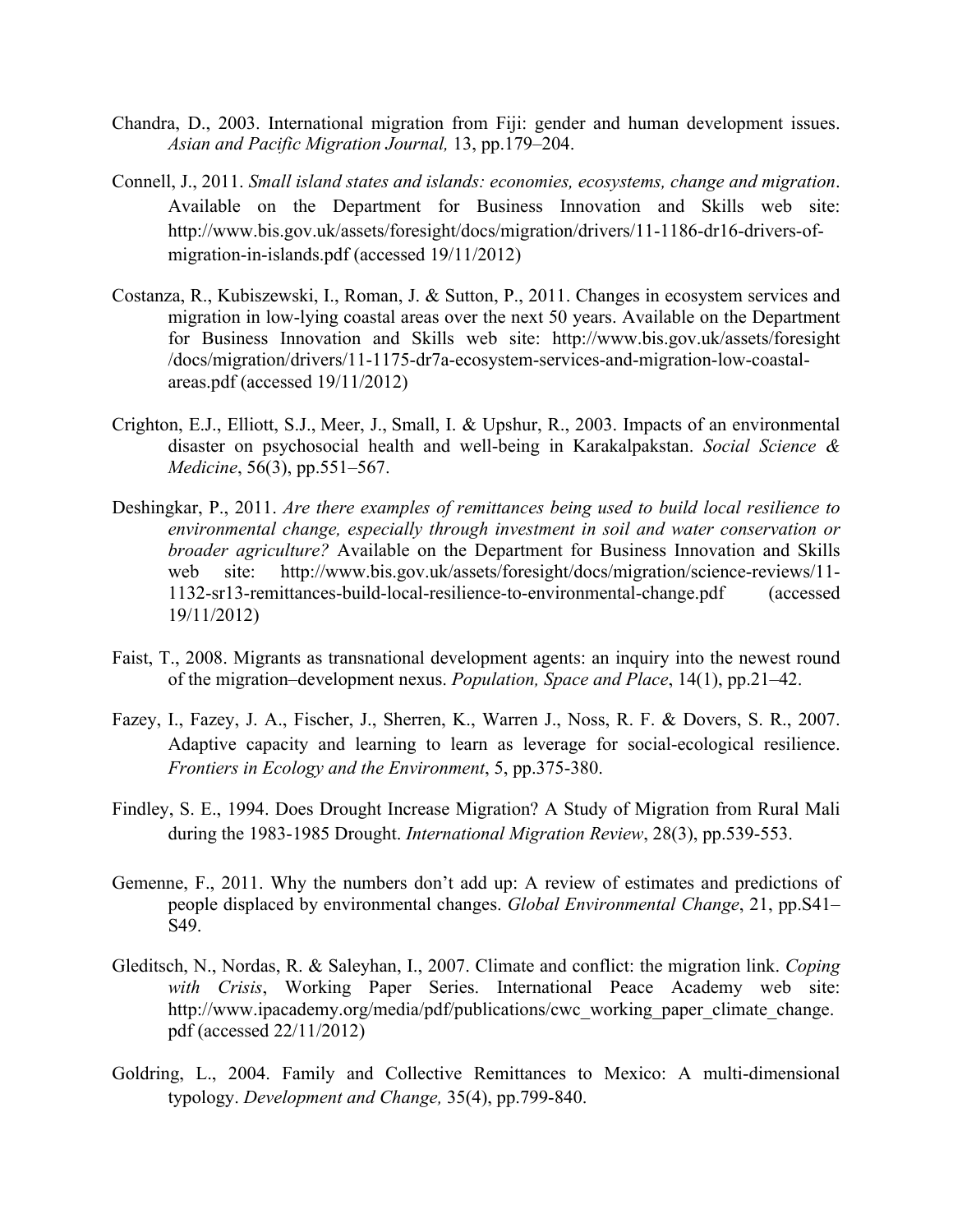Chandra, D., 2003. International migration from Fiji: gender and human development issues. *Asian and Pacific Migration Journal,* 13, pp.179–204.

Connell, J., 2011. *Small island states and islands: economies, ecosystems, change and migration*. Available on the Department for Business Innovation and Skills web site: http://www.bis.gov.uk/assets/foresight/docs/migration/drivers/11-1186-dr16-drivers-of-migration-in-islands.pdf (accessed 19/11/2012)

Costanza, R., Kubiszewski, I., Roman, J. & Sutton, P., 2011. Changes in ecosystem services and migration in low-lying coastal areas over the next 50 years. Available on the Department for Business Innovation and Skills web site: http://www.bis.gov.uk/assets/foresight /docs/migration/drivers/11-1175-dr7a-ecosystem-services-and-migration-low-coastal-areas.pdf (accessed 19/11/2012)

Crighton, E.J., Elliott, S.J., Meer, J., Small, I. & Upshur, R., 2003. Impacts of an environmental disaster on psychosocial health and well-being in Karakalpakstan. *Social Science & Medicine*, 56(3), pp.551–567.

Deshingkar, P., 2011. *Are there examples of remittances being used to build local resilience to environmental change, especially through investment in soil and water conservation or broader agriculture?* Available on the Department for Business Innovation and Skills web site: http://www.bis.gov.uk/assets/foresight/docs/migration/science-reviews/11-1132-sr13-remittances-build-local-resilience-to-environmental-change.pdf (accessed 19/11/2012)

Faist, T., 2008. Migrants as transnational development agents: an inquiry into the newest round of the migration–development nexus. *Population, Space and Place*, 14(1), pp.21–42.

Fazey, I., Fazey, J. A., Fischer, J., Sherren, K., Warren J., Noss, R. F. & Dovers, S. R., 2007. Adaptive capacity and learning to learn as leverage for social-ecological resilience. *Frontiers in Ecology and the Environment*, 5, pp.375-380.

Findley, S. E., 1994. Does Drought Increase Migration? A Study of Migration from Rural Mali during the 1983-1985 Drought. *International Migration Review*, 28(3), pp.539-553.

Gemenne, F., 2011. Why the numbers don't add up: A review of estimates and predictions of people displaced by environmental changes. *Global Environmental Change*, 21, pp.S41–S49.

Gleditsch, N., Nordas, R. & Saleyhan, I., 2007. Climate and conflict: the migration link. *Coping with Crisis*, Working Paper Series. International Peace Academy web site: http://www.ipacademy.org/media/pdf/publications/cwc_working_paper_climate_change.pdf (accessed 22/11/2012)

Goldring, L., 2004. Family and Collective Remittances to Mexico: A multi-dimensional typology. *Development and Change,* 35(4), pp.799-840.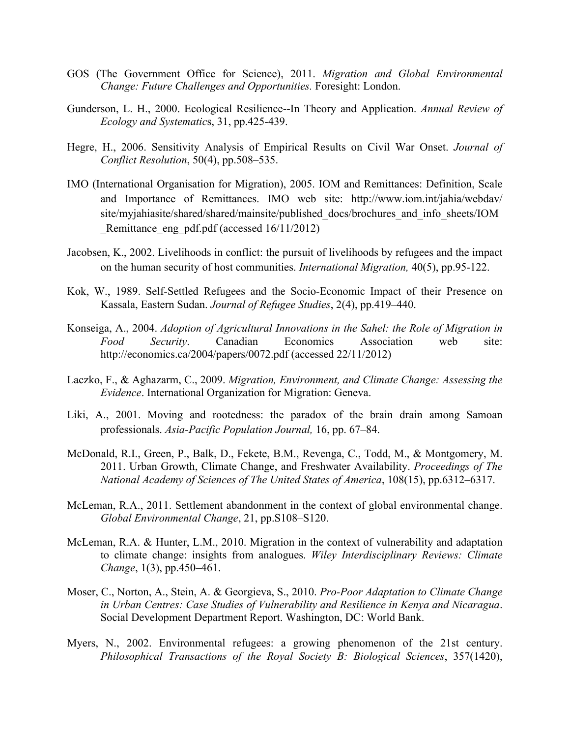GOS (The Government Office for Science), 2011. *Migration and Global Environmental Change: Future Challenges and Opportunities.* Foresight: London.

Gunderson, L. H., 2000. Ecological Resilience--In Theory and Application. *Annual Review of Ecology and Systematic*s, 31, pp.425-439.

Hegre, H., 2006. Sensitivity Analysis of Empirical Results on Civil War Onset. *Journal of Conflict Resolution*, 50(4), pp.508–535.

IMO (International Organisation for Migration), 2005. IOM and Remittances: Definition, Scale and Importance of Remittances. IMO web site: http://www.iom.int/jahia/webdav/site/myjahiasite/shared/shared/mainsite/published_docs/brochures_and_info_sheets/IOM_Remittance_eng_pdf.pdf (accessed 16/11/2012)

Jacobsen, K., 2002. Livelihoods in conflict: the pursuit of livelihoods by refugees and the impact on the human security of host communities. *International Migration,* 40(5), pp.95-122.

Kok, W., 1989. Self-Settled Refugees and the Socio-Economic Impact of their Presence on Kassala, Eastern Sudan. *Journal of Refugee Studies*, 2(4), pp.419–440.

Konseiga, A., 2004. *Adoption of Agricultural Innovations in the Sahel: the Role of Migration in Food Security*. Canadian Economics Association web site: http://economics.ca/2004/papers/0072.pdf (accessed 22/11/2012)

Laczko, F., & Aghazarm, C., 2009. *Migration, Environment, and Climate Change: Assessing the Evidence*. International Organization for Migration: Geneva.

Liki, A., 2001. Moving and rootedness: the paradox of the brain drain among Samoan professionals. *Asia-Pacific Population Journal,* 16, pp. 67–84.

McDonald, R.I., Green, P., Balk, D., Fekete, B.M., Revenga, C., Todd, M., & Montgomery, M. 2011. Urban Growth, Climate Change, and Freshwater Availability. *Proceedings of The National Academy of Sciences of The United States of America*, 108(15), pp.6312–6317.

McLeman, R.A., 2011. Settlement abandonment in the context of global environmental change. *Global Environmental Change*, 21, pp.S108–S120.

McLeman, R.A. & Hunter, L.M., 2010. Migration in the context of vulnerability and adaptation to climate change: insights from analogues. *Wiley Interdisciplinary Reviews: Climate Change*, 1(3), pp.450–461.

Moser, C., Norton, A., Stein, A. & Georgieva, S., 2010. *Pro-Poor Adaptation to Climate Change in Urban Centres: Case Studies of Vulnerability and Resilience in Kenya and Nicaragua*. Social Development Department Report. Washington, DC: World Bank.

Myers, N., 2002. Environmental refugees: a growing phenomenon of the 21st century. *Philosophical Transactions of the Royal Society B: Biological Sciences*, 357(1420),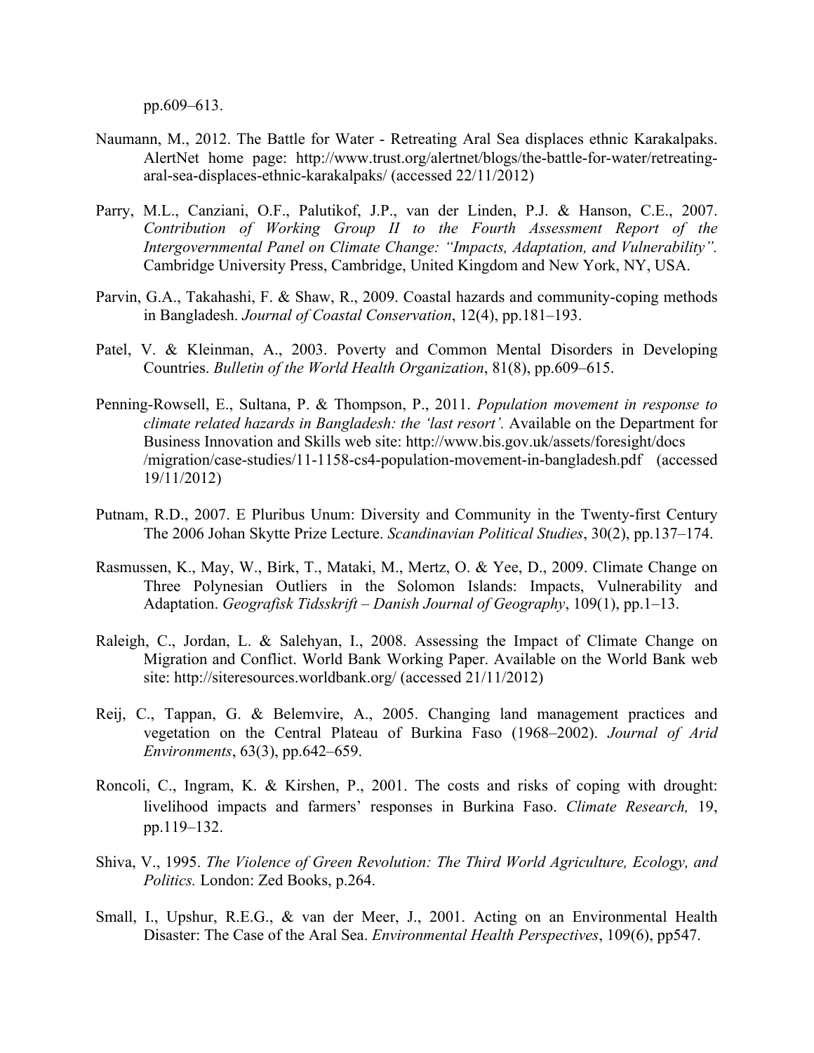pp.609–613.

Naumann, M., 2012. The Battle for Water - Retreating Aral Sea displaces ethnic Karakalpaks. AlertNet home page: http://www.trust.org/alertnet/blogs/the-battle-for-water/retreating-aral-sea-displaces-ethnic-karakalpaks/ (accessed 22/11/2012)

Parry, M.L., Canziani, O.F., Palutikof, J.P., van der Linden, P.J. & Hanson, C.E., 2007. *Contribution of Working Group II to the Fourth Assessment Report of the Intergovernmental Panel on Climate Change: "Impacts, Adaptation, and Vulnerability".* Cambridge University Press, Cambridge, United Kingdom and New York, NY, USA.

Parvin, G.A., Takahashi, F. & Shaw, R., 2009. Coastal hazards and community-coping methods in Bangladesh. *Journal of Coastal Conservation*, 12(4), pp.181–193.

Patel, V. & Kleinman, A., 2003. Poverty and Common Mental Disorders in Developing Countries. *Bulletin of the World Health Organization*, 81(8), pp.609–615.

Penning-Rowsell, E., Sultana, P. & Thompson, P., 2011. *Population movement in response to climate related hazards in Bangladesh: the 'last resort'.* Available on the Department for Business Innovation and Skills web site: http://www.bis.gov.uk/assets/foresight/docs /migration/case-studies/11-1158-cs4-population-movement-in-bangladesh.pdf (accessed 19/11/2012)

Putnam, R.D., 2007. E Pluribus Unum: Diversity and Community in the Twenty-first Century The 2006 Johan Skytte Prize Lecture. *Scandinavian Political Studies*, 30(2), pp.137–174.

Rasmussen, K., May, W., Birk, T., Mataki, M., Mertz, O. & Yee, D., 2009. Climate Change on Three Polynesian Outliers in the Solomon Islands: Impacts, Vulnerability and Adaptation. *Geografisk Tidsskrift – Danish Journal of Geography*, 109(1), pp.1–13.

Raleigh, C., Jordan, L. & Salehyan, I., 2008. Assessing the Impact of Climate Change on Migration and Conflict. World Bank Working Paper. Available on the World Bank web site: http://siteresources.worldbank.org/ (accessed 21/11/2012)

Reij, C., Tappan, G. & Belemvire, A., 2005. Changing land management practices and vegetation on the Central Plateau of Burkina Faso (1968–2002). *Journal of Arid Environments*, 63(3), pp.642–659.

Roncoli, C., Ingram, K. & Kirshen, P., 2001. The costs and risks of coping with drought: livelihood impacts and farmers' responses in Burkina Faso. *Climate Research,* 19, pp.119–132.

Shiva, V., 1995. *The Violence of Green Revolution: The Third World Agriculture, Ecology, and Politics.* London: Zed Books, p.264.

Small, I., Upshur, R.E.G., & van der Meer, J., 2001. Acting on an Environmental Health Disaster: The Case of the Aral Sea. *Environmental Health Perspectives*, 109(6), pp547.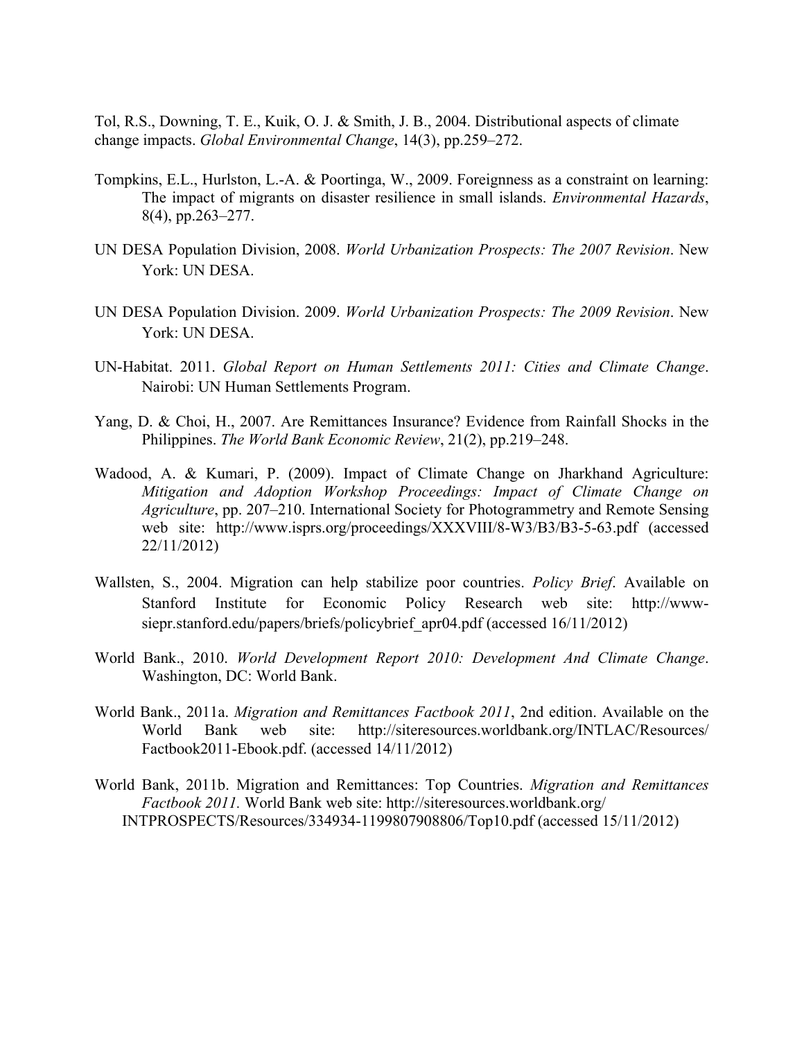Tol, R.S., Downing, T. E., Kuik, O. J. & Smith, J. B., 2004. Distributional aspects of climate change impacts. *Global Environmental Change*, 14(3), pp.259–272.

Tompkins, E.L., Hurlston, L.-A. & Poortinga, W., 2009. Foreignness as a constraint on learning: The impact of migrants on disaster resilience in small islands. *Environmental Hazards*, 8(4), pp.263–277.

UN DESA Population Division, 2008. *World Urbanization Prospects: The 2007 Revision*. New York: UN DESA.

UN DESA Population Division. 2009. *World Urbanization Prospects: The 2009 Revision*. New York: UN DESA.

UN-Habitat. 2011. *Global Report on Human Settlements 2011: Cities and Climate Change*. Nairobi: UN Human Settlements Program.

Yang, D. & Choi, H., 2007. Are Remittances Insurance? Evidence from Rainfall Shocks in the Philippines. *The World Bank Economic Review*, 21(2), pp.219–248.

Wadood, A. & Kumari, P. (2009). Impact of Climate Change on Jharkhand Agriculture: *Mitigation and Adoption Workshop Proceedings: Impact of Climate Change on Agriculture*, pp. 207–210. International Society for Photogrammetry and Remote Sensing web site: http://www.isprs.org/proceedings/XXXVIII/8-W3/B3/B3-5-63.pdf (accessed 22/11/2012)

Wallsten, S., 2004. Migration can help stabilize poor countries. *Policy Brief*. Available on Stanford Institute for Economic Policy Research web site: http://www-siepr.stanford.edu/papers/briefs/policybrief_apr04.pdf (accessed 16/11/2012)

World Bank., 2010. *World Development Report 2010: Development And Climate Change*. Washington, DC: World Bank.

World Bank., 2011a. *Migration and Remittances Factbook 2011*, 2nd edition. Available on the World Bank web site: http://siteresources.worldbank.org/INTLAC/Resources/Factbook2011-Ebook.pdf. (accessed 14/11/2012)

World Bank, 2011b. Migration and Remittances: Top Countries. *Migration and Remittances Factbook 2011.* World Bank web site: http://siteresources.worldbank.org/INTPROSPECTS/Resources/334934-1199807908806/Top10.pdf (accessed 15/11/2012)